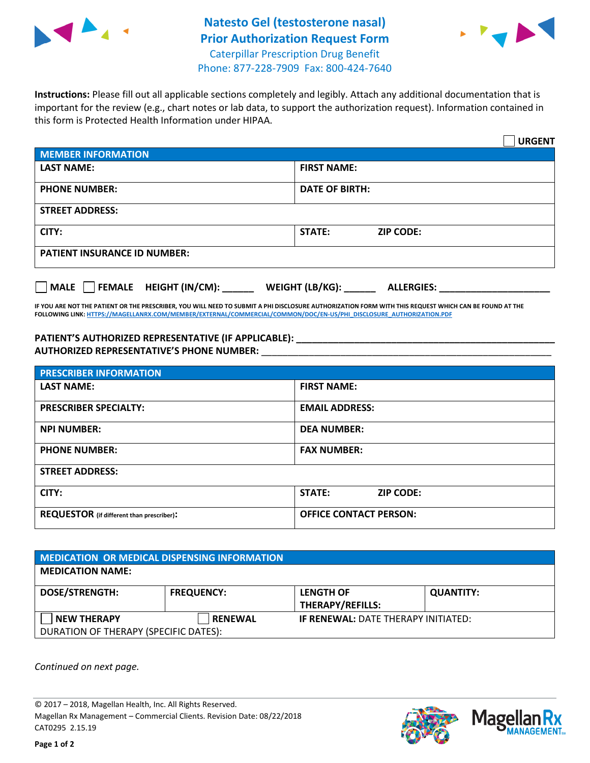# Natesto Gel (testosterone nasal) Prior Authorization Request Form

Caterpillar Prescription Drug Benefit
Phone: 877-228-7909 Fax: 800-424-7640

**Instructions:** Please fill out all applicable sections completely and legibly. Attach any additional documentation that is important for the review (e.g., chart notes or lab data, to support the authorization request). Information contained in this form is Protected Health Information under HIPAA.

☐ **URGENT**

| **MEMBER INFORMATION** | |
|---|---|
| **LAST NAME:** | **FIRST NAME:** |
| **PHONE NUMBER:** | **DATE OF BIRTH:** |
| **STREET ADDRESS:** | |
| **CITY:** | **STATE:** **ZIP CODE:** |
| **PATIENT INSURANCE ID NUMBER:** | |

☐ **MALE** ☐ **FEMALE** **HEIGHT (IN/CM):** ______ **WEIGHT (LB/KG):** ______ **ALLERGIES:** ____________________

**IF YOU ARE NOT THE PATIENT OR THE PRESCRIBER, YOU WILL NEED TO SUBMIT A PHI DISCLOSURE AUTHORIZATION FORM WITH THIS REQUEST WHICH CAN BE FOUND AT THE FOLLOWING LINK: HTTPS://MAGELLANRX.COM/MEMBER/EXTERNAL/COMMERCIAL/COMMON/DOC/EN-US/PHI_DISCLOSURE_AUTHORIZATION.PDF**

**PATIENT'S AUTHORIZED REPRESENTATIVE (IF APPLICABLE):** ____________________________________________
**AUTHORIZED REPRESENTATIVE'S PHONE NUMBER:** ____________________________________________

| **PRESCRIBER INFORMATION** | |
|---|---|
| **LAST NAME:** | **FIRST NAME:** |
| **PRESCRIBER SPECIALTY:** | **EMAIL ADDRESS:** |
| **NPI NUMBER:** | **DEA NUMBER:** |
| **PHONE NUMBER:** | **FAX NUMBER:** |
| **STREET ADDRESS:** | |
| **CITY:** | **STATE:** **ZIP CODE:** |
| **REQUESTOR** (if different than prescriber)**:** | **OFFICE CONTACT PERSON:** |

| **MEDICATION OR MEDICAL DISPENSING INFORMATION** | | | |
|---|---|---|---|
| **MEDICATION NAME:** | | | |
| **DOSE/STRENGTH:** | **FREQUENCY:** | **LENGTH OF THERAPY/REFILLS:** | **QUANTITY:** |
| ☐ **NEW THERAPY** | ☐ **RENEWAL** | **IF RENEWAL:** DATE THERAPY INITIATED: | |
| DURATION OF THERAPY (SPECIFIC DATES): | | | |

*Continued on next page.*

© 2017 – 2018, Magellan Health, Inc. All Rights Reserved.
Magellan Rx Management – Commercial Clients. Revision Date: 08/22/2018
CAT0295 2.15.19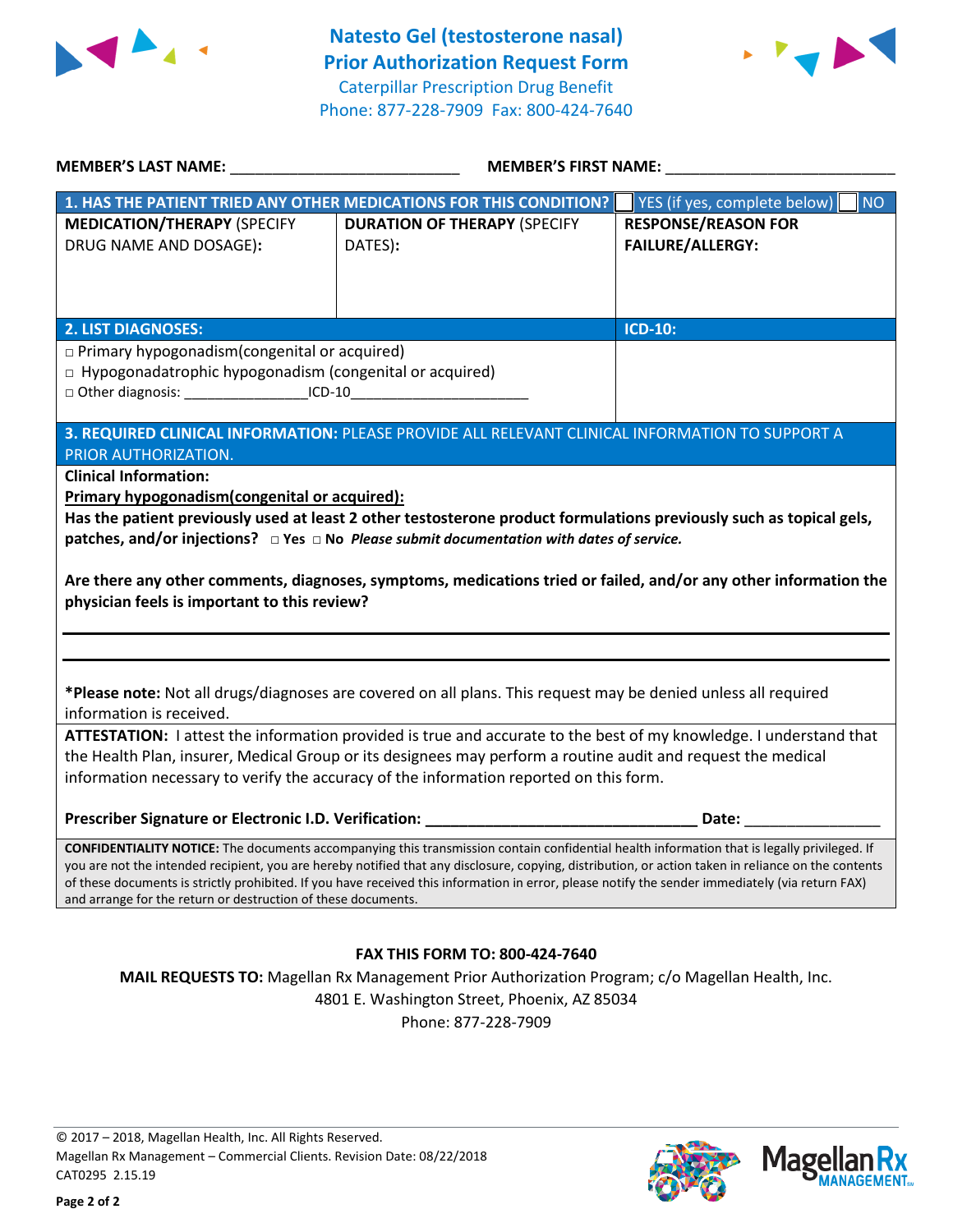# Natesto Gel (testosterone nasal) Prior Authorization Request Form

Caterpillar Prescription Drug Benefit
Phone: 877-228-7909 Fax: 800-424-7640

**MEMBER'S LAST NAME:** ___________________________ **MEMBER'S FIRST NAME:** ___________________________

| **1. HAS THE PATIENT TRIED ANY OTHER MEDICATIONS FOR THIS CONDITION?** | | ☐ YES (if yes, complete below) ☐ NO |
|---|---|---|
| **MEDICATION/THERAPY** (SPECIFY DRUG NAME AND DOSAGE): | **DURATION OF THERAPY** (SPECIFY DATES): | **RESPONSE/REASON FOR FAILURE/ALLERGY:** |
| | | |

| **2. LIST DIAGNOSES:** | **ICD-10:** |
|---|---|
| □ Primary hypogonadism(congenital or acquired)<br>□ Hypogonadatrophic hypogonadism (congenital or acquired)<br>□ Other diagnosis: ________________ICD-10_______________________ | |

**3. REQUIRED CLINICAL INFORMATION:** PLEASE PROVIDE ALL RELEVANT CLINICAL INFORMATION TO SUPPORT A PRIOR AUTHORIZATION.

**Clinical Information:**

**Primary hypogonadism(congenital or acquired):**

**Has the patient previously used at least 2 other testosterone product formulations previously such as topical gels, patches, and/or injections?** □ **Yes** □ **No** ***Please submit documentation with dates of service.***

**Are there any other comments, diagnoses, symptoms, medications tried or failed, and/or any other information the physician feels is important to this review?**

_______________________________________________________________

_______________________________________________________________

***Please note:** Not all drugs/diagnoses are covered on all plans. This request may be denied unless all required information is received.

**ATTESTATION:** I attest the information provided is true and accurate to the best of my knowledge. I understand that the Health Plan, insurer, Medical Group or its designees may perform a routine audit and request the medical information necessary to verify the accuracy of the information reported on this form.

**Prescriber Signature or Electronic I.D. Verification:** ________________________________ **Date:** ________________

**CONFIDENTIALITY NOTICE:** The documents accompanying this transmission contain confidential health information that is legally privileged. If you are not the intended recipient, you are hereby notified that any disclosure, copying, distribution, or action taken in reliance on the contents of these documents is strictly prohibited. If you have received this information in error, please notify the sender immediately (via return FAX) and arrange for the return or destruction of these documents.

**FAX THIS FORM TO: 800-424-7640**

**MAIL REQUESTS TO:** Magellan Rx Management Prior Authorization Program; c/o Magellan Health, Inc.
4801 E. Washington Street, Phoenix, AZ 85034
Phone: 877-228-7909

© 2017 – 2018, Magellan Health, Inc. All Rights Reserved.
Magellan Rx Management – Commercial Clients. Revision Date: 08/22/2018
CAT0295 2.15.19